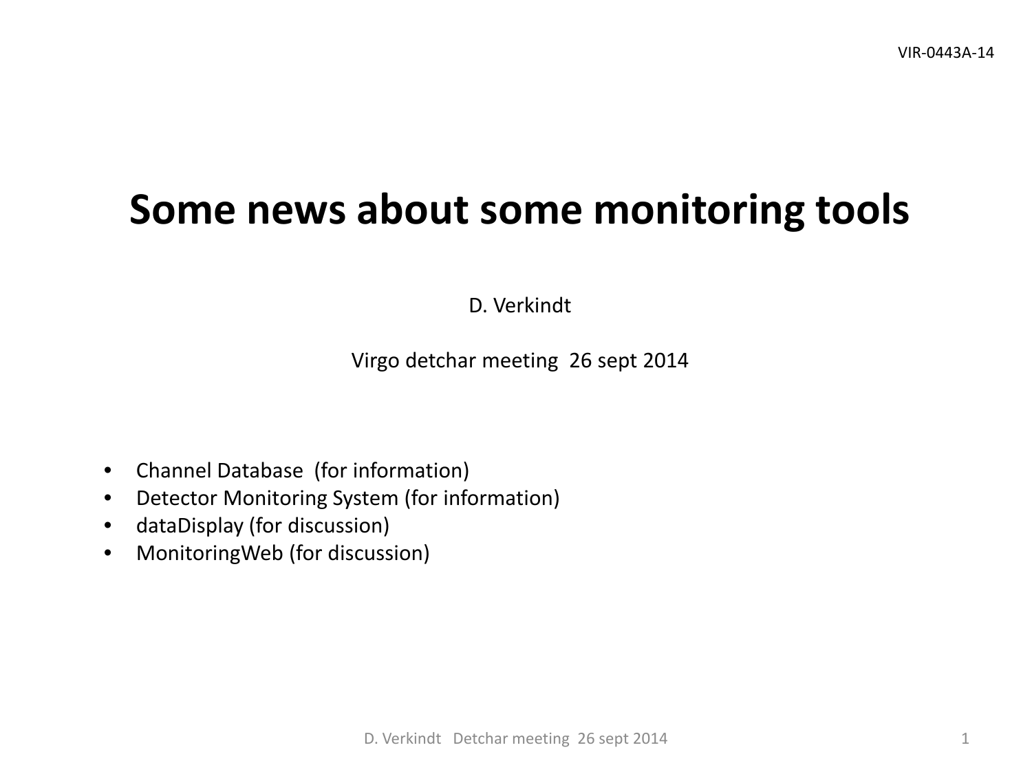VIR-0443A-14

# Some news about some monitoring tools

D. Verkindt

Virgo detchar meeting 26 sept 2014

- Channel Database (for information)
- Detector Monitoring System (for information)
- dataDisplay (for discussion)
- MonitoringWeb (for discussion)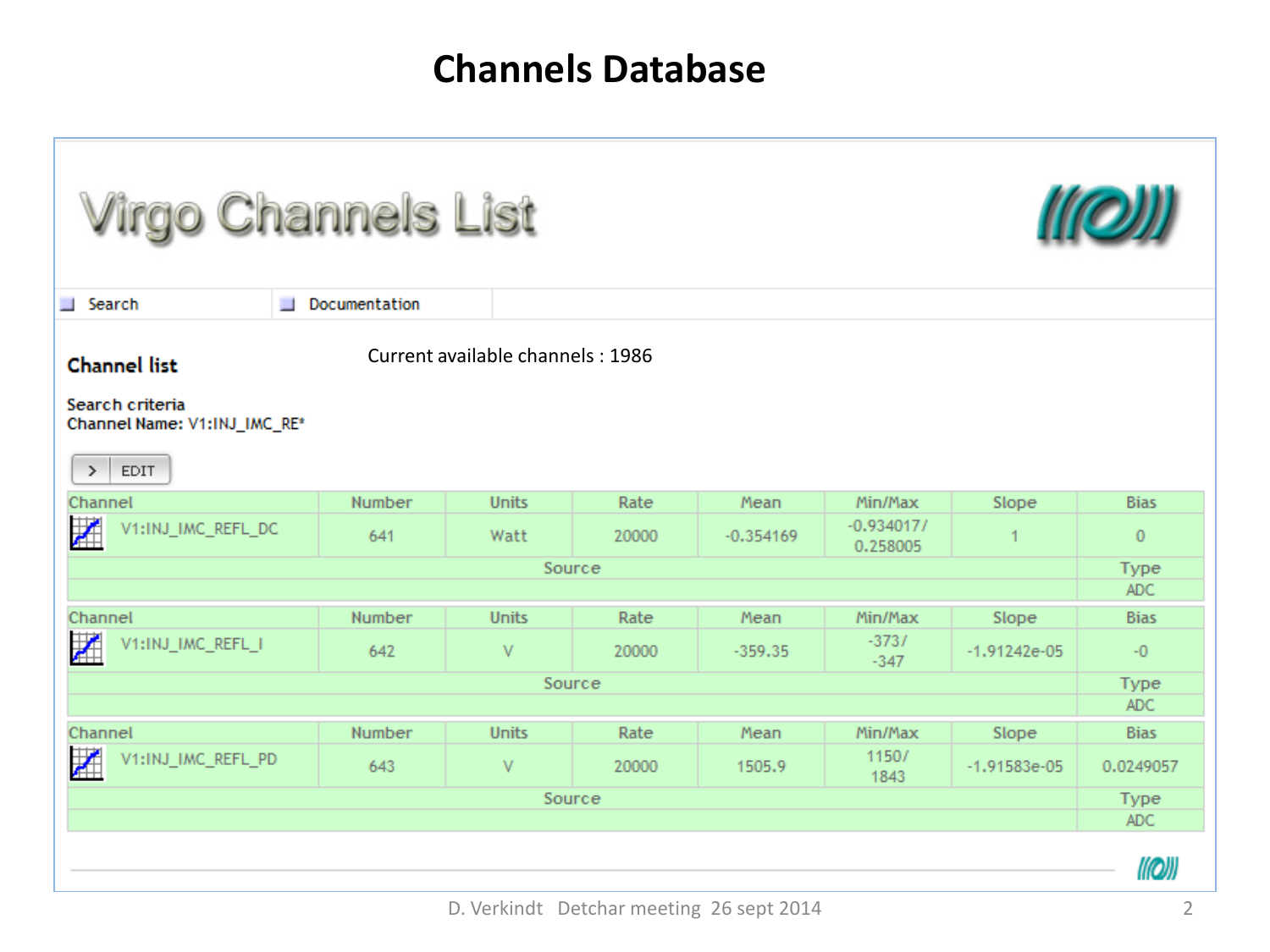# Channels Database

## Virgo Channels List

Search | Documentation

### Channel list

Current available channels : 1986

Search criteria
Channel Name: V1:INJ_IMC_RE*

> EDIT

| Channel | Number | Units | Rate | Mean | Min/Max | Slope | Bias |
|---|---|---|---|---|---|---|---|
| V1:INJ_IMC_REFL_DC | 641 | Watt | 20000 | -0.354169 | -0.934017/ 0.258005 | 1 | 0 |
| Source | | | | | | | Type |
| | | | | | | | ADC |

| Channel | Number | Units | Rate | Mean | Min/Max | Slope | Bias |
|---|---|---|---|---|---|---|---|
| V1:INJ_IMC_REFL_I | 642 | V | 20000 | -359.35 | -373/ -347 | -1.91242e-05 | -0 |
| Source | | | | | | | Type |
| | | | | | | | ADC |

| Channel | Number | Units | Rate | Mean | Min/Max | Slope | Bias |
|---|---|---|---|---|---|---|---|
| V1:INJ_IMC_REFL_PD | 643 | V | 20000 | 1505.9 | 1150/ 1843 | -1.91583e-05 | 0.0249057 |
| Source | | | | | | | Type |
| | | | | | | | ADC |

D. Verkindt Detchar meeting 26 sept 2014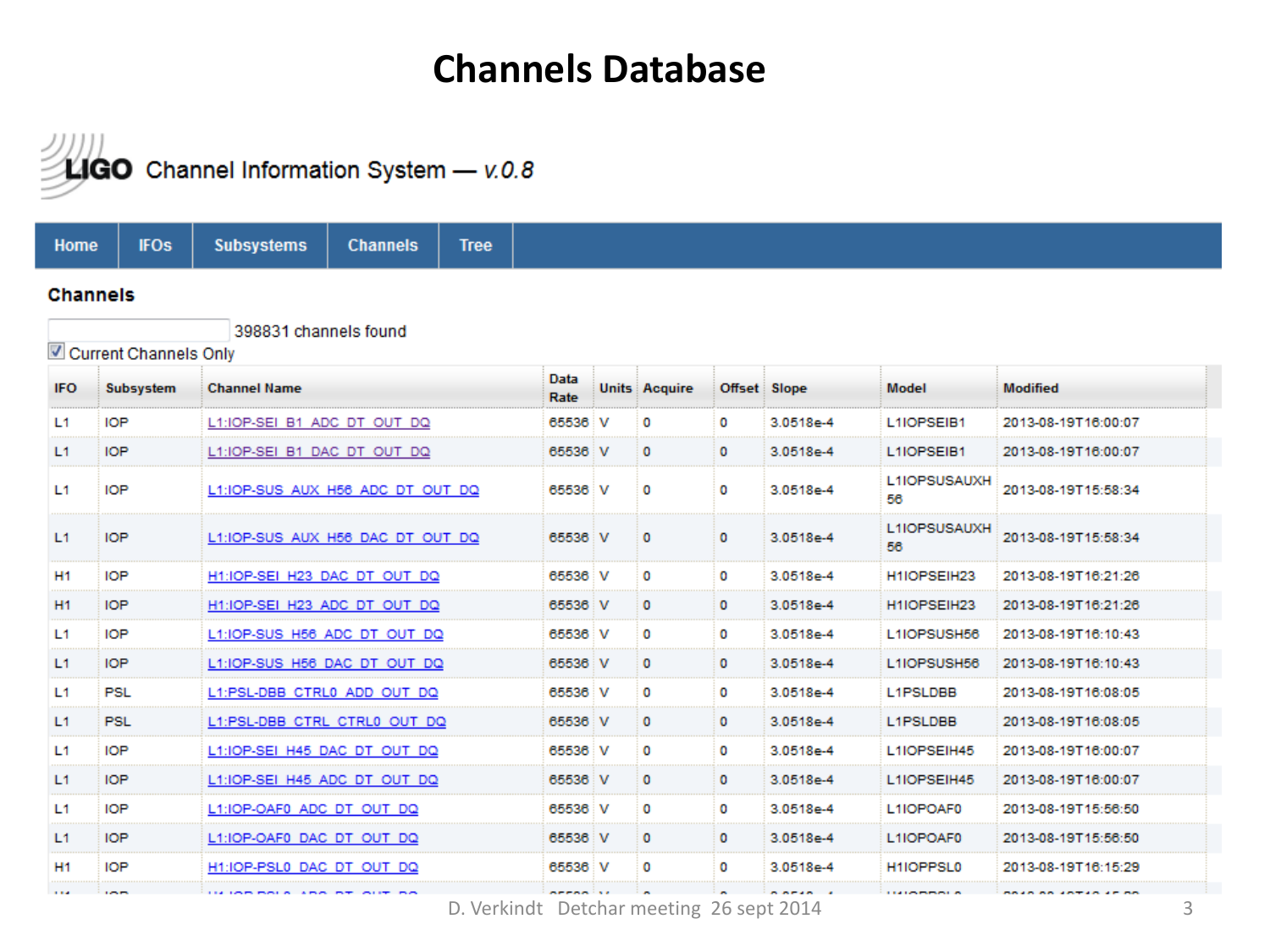# Channels Database

LIGO Channel Information System — *v.0.8*

Home | IFOs | Subsystems | Channels | Tree

## Channels

398831 channels found

☑ Current Channels Only

| IFO | Subsystem | Channel Name | Data Rate | Units | Acquire | Offset | Slope | Model | Modified |
|---|---|---|---|---|---|---|---|---|---|
| L1 | IOP | L1:IOP-SEI_B1_ADC_DT_OUT_DQ | 65536 | V | 0 | 0 | 3.0518e-4 | L1IOPSEIB1 | 2013-08-19T16:00:07 |
| L1 | IOP | L1:IOP-SEI_B1_DAC_DT_OUT_DQ | 65536 | V | 0 | 0 | 3.0518e-4 | L1IOPSEIB1 | 2013-08-19T16:00:07 |
| L1 | IOP | L1:IOP-SUS_AUX_H56_ADC_DT_OUT_DQ | 65536 | V | 0 | 0 | 3.0518e-4 | L1IOPSUSAUXH56 | 2013-08-19T15:58:34 |
| L1 | IOP | L1:IOP-SUS_AUX_H56_DAC_DT_OUT_DQ | 65536 | V | 0 | 0 | 3.0518e-4 | L1IOPSUSAUXH56 | 2013-08-19T15:58:34 |
| H1 | IOP | H1:IOP-SEI_H23_DAC_DT_OUT_DQ | 65536 | V | 0 | 0 | 3.0518e-4 | H1IOPSEIH23 | 2013-08-19T16:21:26 |
| H1 | IOP | H1:IOP-SEI_H23_ADC_DT_OUT_DQ | 65536 | V | 0 | 0 | 3.0518e-4 | H1IOPSEIH23 | 2013-08-19T16:21:26 |
| L1 | IOP | L1:IOP-SUS_H56_ADC_DT_OUT_DQ | 65536 | V | 0 | 0 | 3.0518e-4 | L1IOPSUSH56 | 2013-08-19T16:10:43 |
| L1 | IOP | L1:IOP-SUS_H56_DAC_DT_OUT_DQ | 65536 | V | 0 | 0 | 3.0518e-4 | L1IOPSUSH56 | 2013-08-19T16:10:43 |
| L1 | PSL | L1:PSL-DBB_CTRL0_ADD_OUT_DQ | 65536 | V | 0 | 0 | 3.0518e-4 | L1PSLDBB | 2013-08-19T16:08:05 |
| L1 | PSL | L1:PSL-DBB_CTRL_CTRL0_OUT_DQ | 65536 | V | 0 | 0 | 3.0518e-4 | L1PSLDBB | 2013-08-19T16:08:05 |
| L1 | IOP | L1:IOP-SEI_H45_DAC_DT_OUT_DQ | 65536 | V | 0 | 0 | 3.0518e-4 | L1IOPSEIH45 | 2013-08-19T16:00:07 |
| L1 | IOP | L1:IOP-SEI_H45_ADC_DT_OUT_DQ | 65536 | V | 0 | 0 | 3.0518e-4 | L1IOPSEIH45 | 2013-08-19T16:00:07 |
| L1 | IOP | L1:IOP-OAF0_ADC_DT_OUT_DQ | 65536 | V | 0 | 0 | 3.0518e-4 | L1IOPOAF0 | 2013-08-19T15:56:50 |
| L1 | IOP | L1:IOP-OAF0_DAC_DT_OUT_DQ | 65536 | V | 0 | 0 | 3.0518e-4 | L1IOPOAF0 | 2013-08-19T15:56:50 |
| H1 | IOP | H1:IOP-PSL0_DAC_DT_OUT_DQ | 65536 | V | 0 | 0 | 3.0518e-4 | H1IOPPSL0 | 2013-08-19T16:15:29 |

D. Verkindt Detchar meeting 26 sept 2014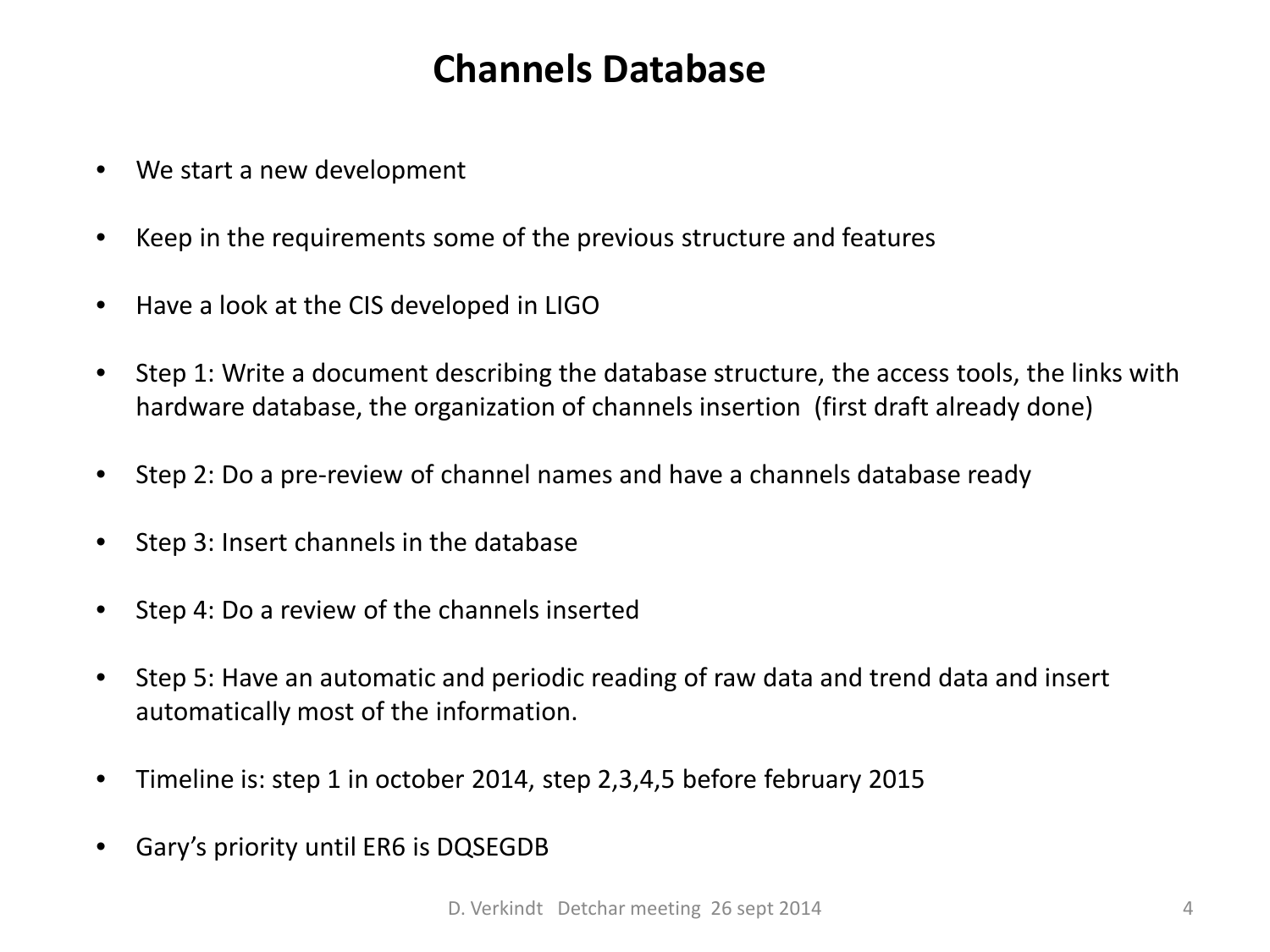# Channels Database

- We start a new development
- Keep in the requirements some of the previous structure and features
- Have a look at the CIS developed in LIGO
- Step 1: Write a document describing the database structure, the access tools, the links with hardware database, the organization of channels insertion (first draft already done)
- Step 2: Do a pre-review of channel names and have a channels database ready
- Step 3: Insert channels in the database
- Step 4: Do a review of the channels inserted
- Step 5: Have an automatic and periodic reading of raw data and trend data and insert automatically most of the information.
- Timeline is: step 1 in october 2014, step 2,3,4,5 before february 2015
- Gary's priority until ER6 is DQSEGDB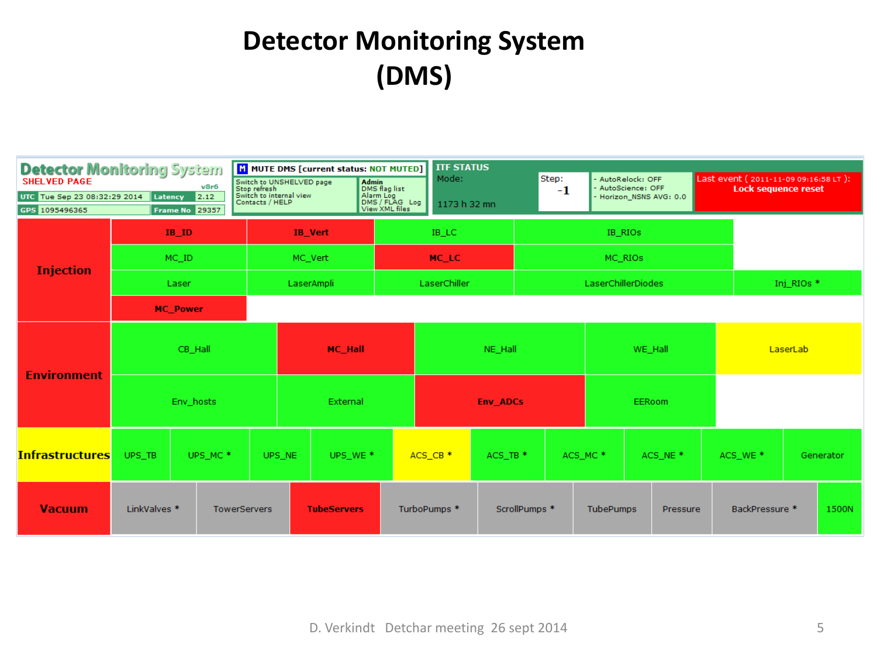# Detector Monitoring System (DMS)

**Detector Monitoring System**
SHELVED PAGE
v8r6

| UTC | Tue Sep 23 08:32:29 2014 | Latency | 2.12 |
|---|---|---|---|
| GPS | 1095496365 | Frame No | 29357 |

**M** MUTE DMS [current status: NOT MUTED]

- Switch to UNSHELVED page
- Stop refresh
- Switch to internal view
- Contacts / HELP

**Admin**
- DMS flag list
- Alarm Log
- DMS / FLAG Log
- View XML files

**ITF STATUS**
Mode:
1173 h 32 mn

Step: **-1**

- AutoRelock: OFF
- AutoScience: OFF
- Horizon_NSNS AVG: 0.0

Last event ( 2011-11-09 09:16:58 LT ): **Lock sequence reset**

| Group | | | | | | | | | | |
|---|---|---|---|---|---|---|---|---|---|---|
| **Injection** | **IB_ID** | **IB_Vert** | IB_LC | IB_RIOs | | | | | | |
| | MC_ID | MC_Vert | **MC_LC** | MC_RIOs | | | | | | |
| | Laser | LaserAmpli | LaserChiller | LaserChillerDiodes | Inj_RIOs * | | | | | |
| | **MC_Power** | | | | | | | | | |
| **Environment** | CB_Hall | **MC_Hall** | NE_Hall | WE_Hall | LaserLab | | | | | |
| | Env_hosts | External | **Env_ADCs** | EERoom | | | | | | |
| **Infrastructures** | UPS_TB | UPS_MC * | UPS_NE | UPS_WE * | ACS_CB * | ACS_TB * | ACS_MC * | ACS_NE * | ACS_WE * | Generator |
| **Vacuum** | LinkValves * | TowerServers | **TubeServers** | TurboPumps * | ScrollPumps * | TubePumps | Pressure | BackPressure * | 1500N | |

D. Verkindt Detchar meeting 26 sept 2014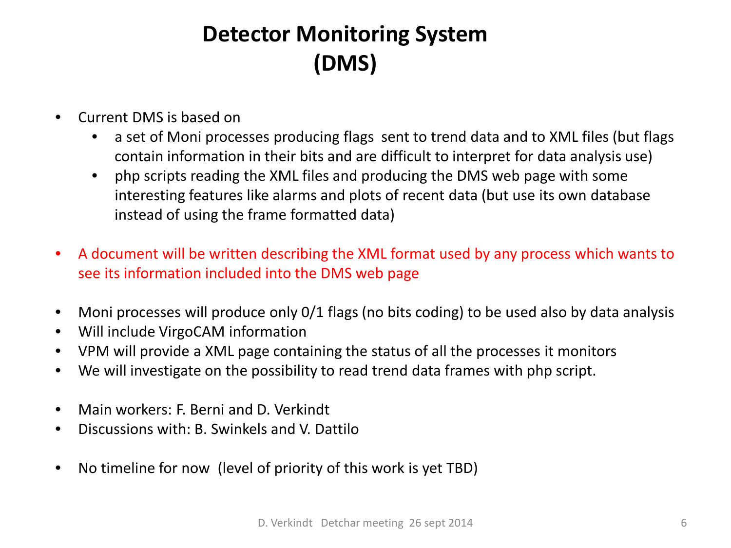# Detector Monitoring System (DMS)

- Current DMS is based on
  - a set of Moni processes producing flags sent to trend data and to XML files (but flags contain information in their bits and are difficult to interpret for data analysis use)
  - php scripts reading the XML files and producing the DMS web page with some interesting features like alarms and plots of recent data (but use its own database instead of using the frame formatted data)

- A document will be written describing the XML format used by any process which wants to see its information included into the DMS web page

- Moni processes will produce only 0/1 flags (no bits coding) to be used also by data analysis
- Will include VirgoCAM information
- VPM will provide a XML page containing the status of all the processes it monitors
- We will investigate on the possibility to read trend data frames with php script.

- Main workers: F. Berni and D. Verkindt
- Discussions with: B. Swinkels and V. Dattilo

- No timeline for now (level of priority of this work is yet TBD)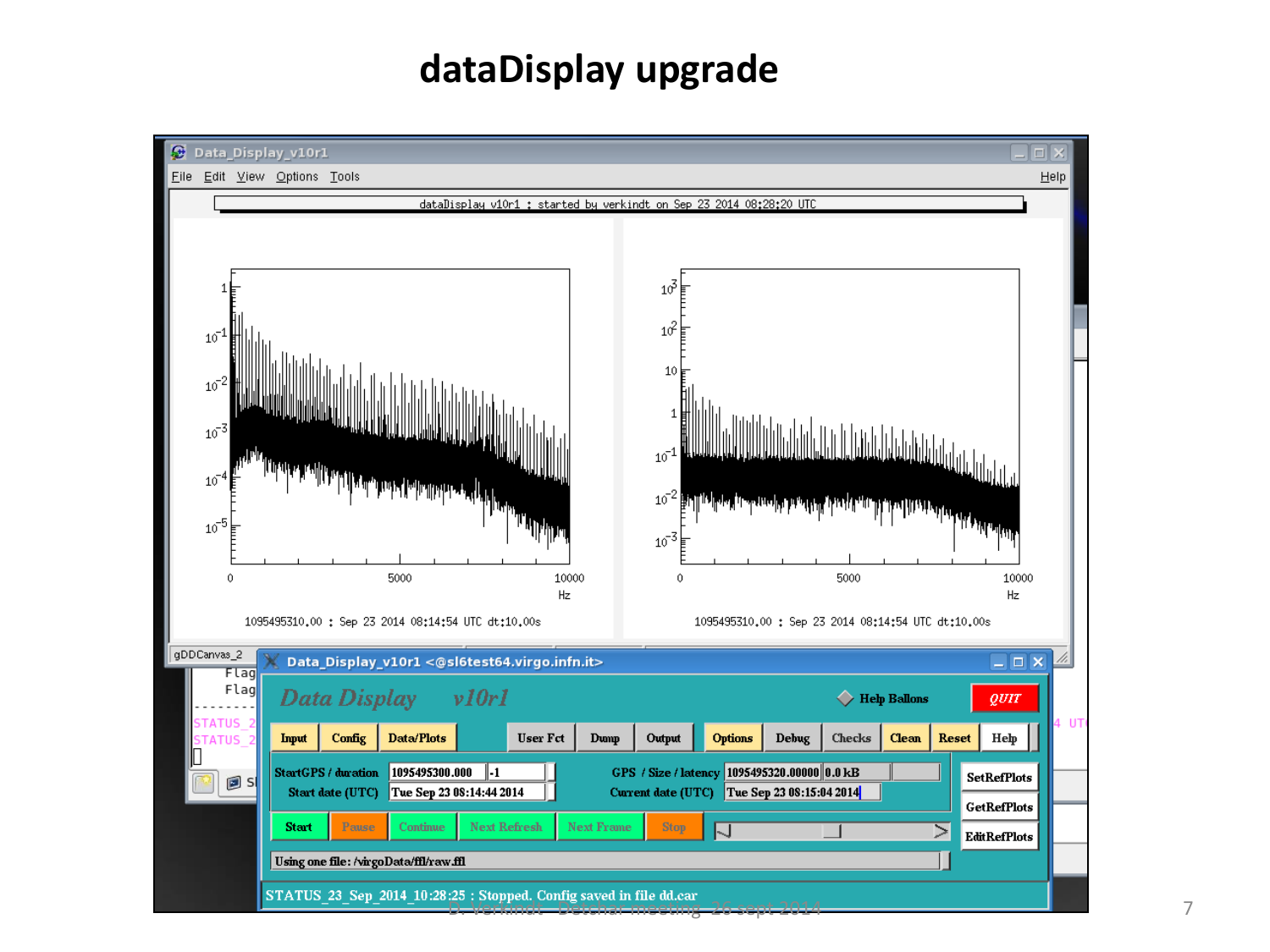# dataDisplay upgrade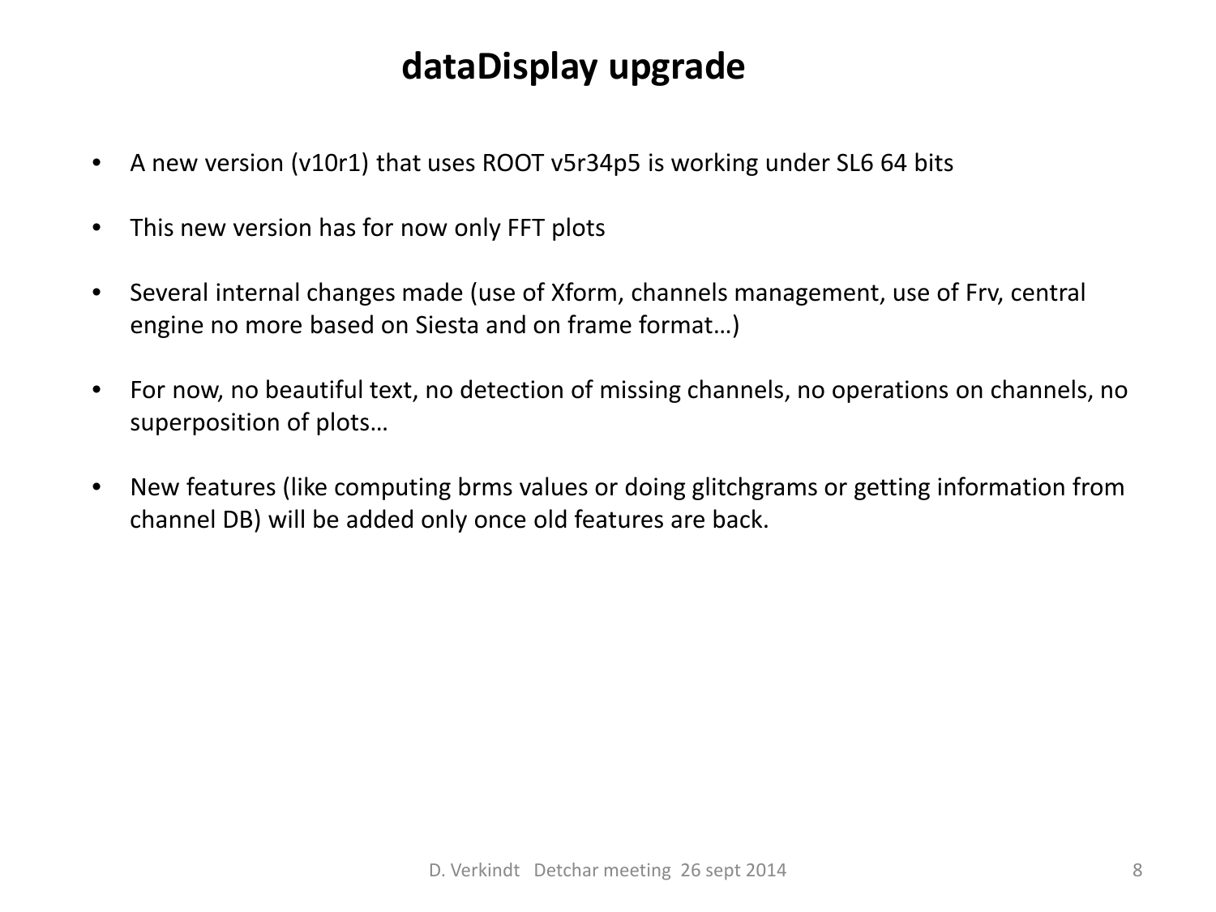# dataDisplay upgrade

- A new version (v10r1) that uses ROOT v5r34p5 is working under SL6 64 bits
- This new version has for now only FFT plots
- Several internal changes made (use of Xform, channels management, use of Frv, central engine no more based on Siesta and on frame format…)
- For now, no beautiful text, no detection of missing channels, no operations on channels, no superposition of plots…
- New features (like computing brms values or doing glitchgrams or getting information from channel DB) will be added only once old features are back.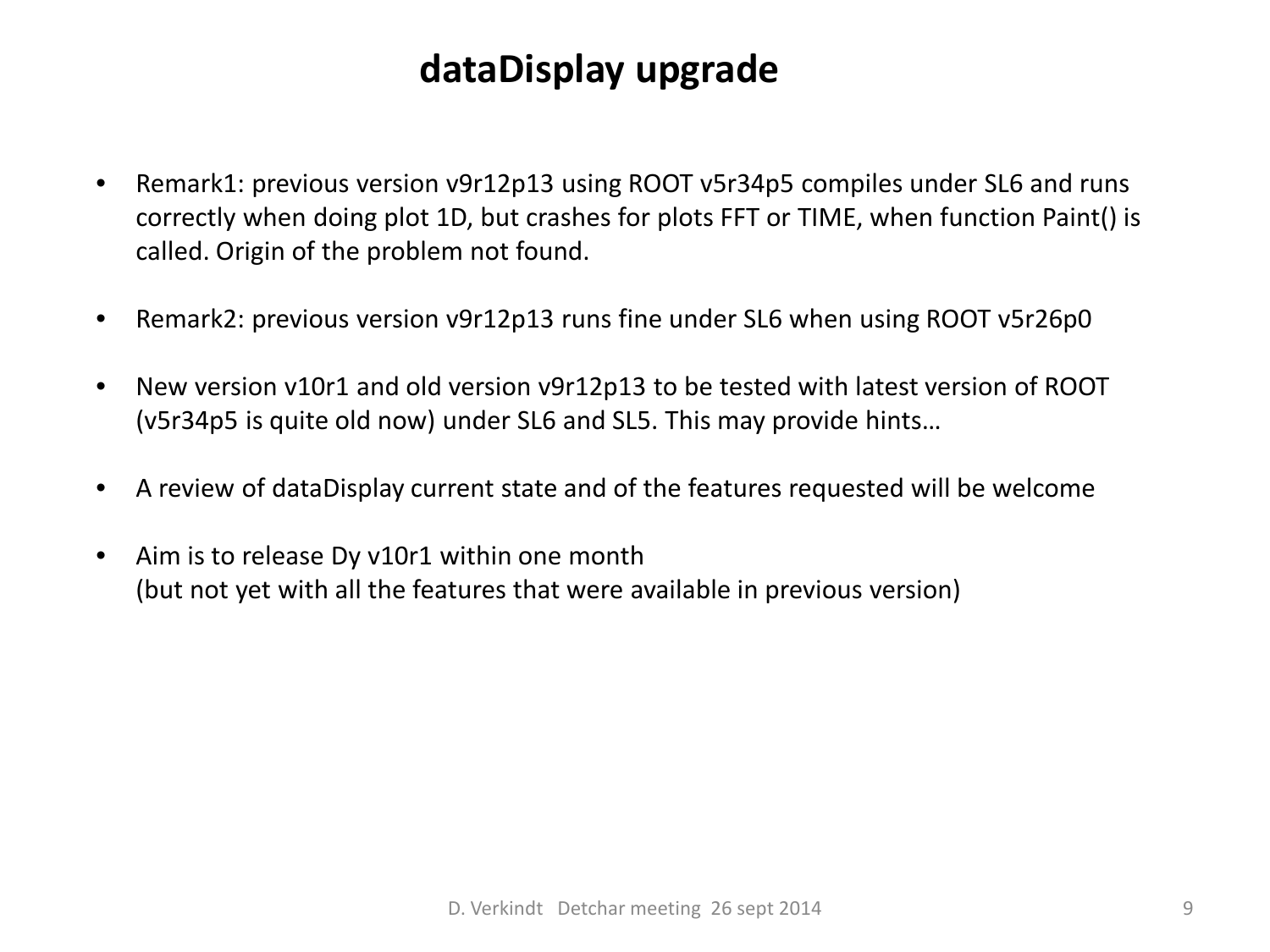# dataDisplay upgrade

- Remark1: previous version v9r12p13 using ROOT v5r34p5 compiles under SL6 and runs correctly when doing plot 1D, but crashes for plots FFT or TIME, when function Paint() is called. Origin of the problem not found.

- Remark2: previous version v9r12p13 runs fine under SL6 when using ROOT v5r26p0

- New version v10r1 and old version v9r12p13 to be tested with latest version of ROOT (v5r34p5 is quite old now) under SL6 and SL5. This may provide hints…

- A review of dataDisplay current state and of the features requested will be welcome

- Aim is to release Dy v10r1 within one month
  (but not yet with all the features that were available in previous version)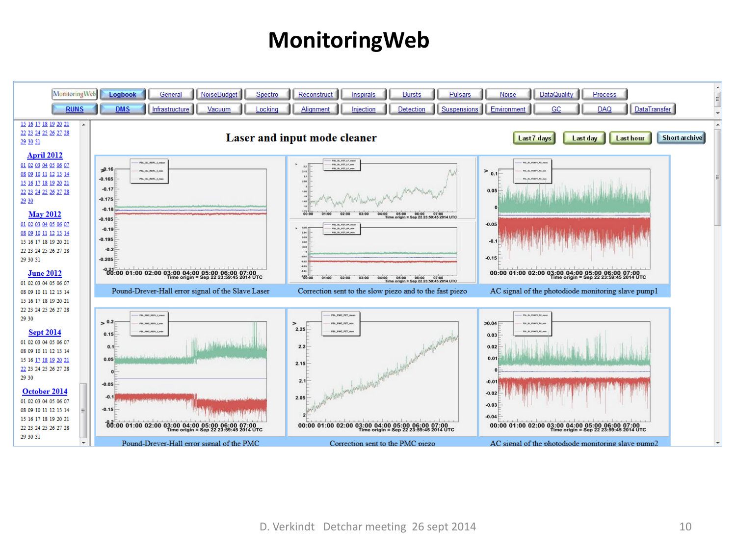# MonitoringWeb

MonitoringWeb | Logbook | General | NoiseBudget | Spectro | Reconstruct | Inspirals | Bursts | Pulsars | Noise | DataQuality | Process

RUNS | DMS | Infrastructure | Vacuum | Locking | Alignment | Injection | Detection | Suspensions | Environment | GC | DAQ | DataTransfer

## Laser and input mode cleaner

Last 7 days | Last day | Last hour | Short archive

Pound-Drever-Hall error signal of the Slave Laser

Correction sent to the slow piezo and to the fast piezo

AC signal of the photodiode monitoring slave pump1

Pound-Drever-Hall error signal of the PMC

Correction sent to the PMC piezo

AC signal of the photodiode monitoring slave pump2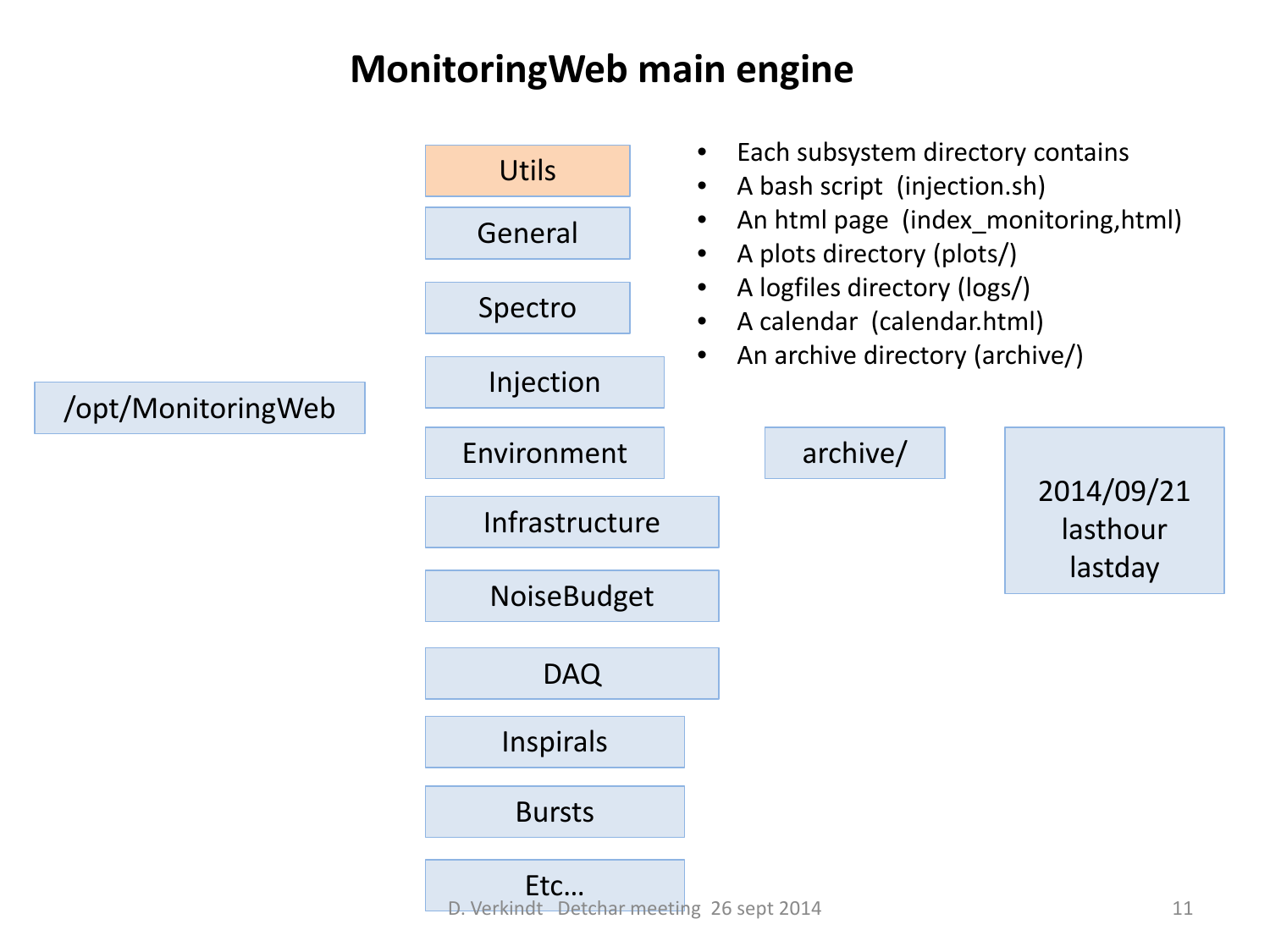# MonitoringWeb main engine

/opt/MonitoringWeb

- Utils
- General
- Spectro
- Injection
- Environment
- Infrastructure
- NoiseBudget
- DAQ
- Inspirals
- Bursts
- Etc…

- Each subsystem directory contains
- A bash script  (injection.sh)
- An html page  (index_monitoring,html)
- A plots directory (plots/)
- A logfiles directory (logs/)
- A calendar  (calendar.html)
- An archive directory (archive/)

archive/

2014/09/21
lasthour
lastday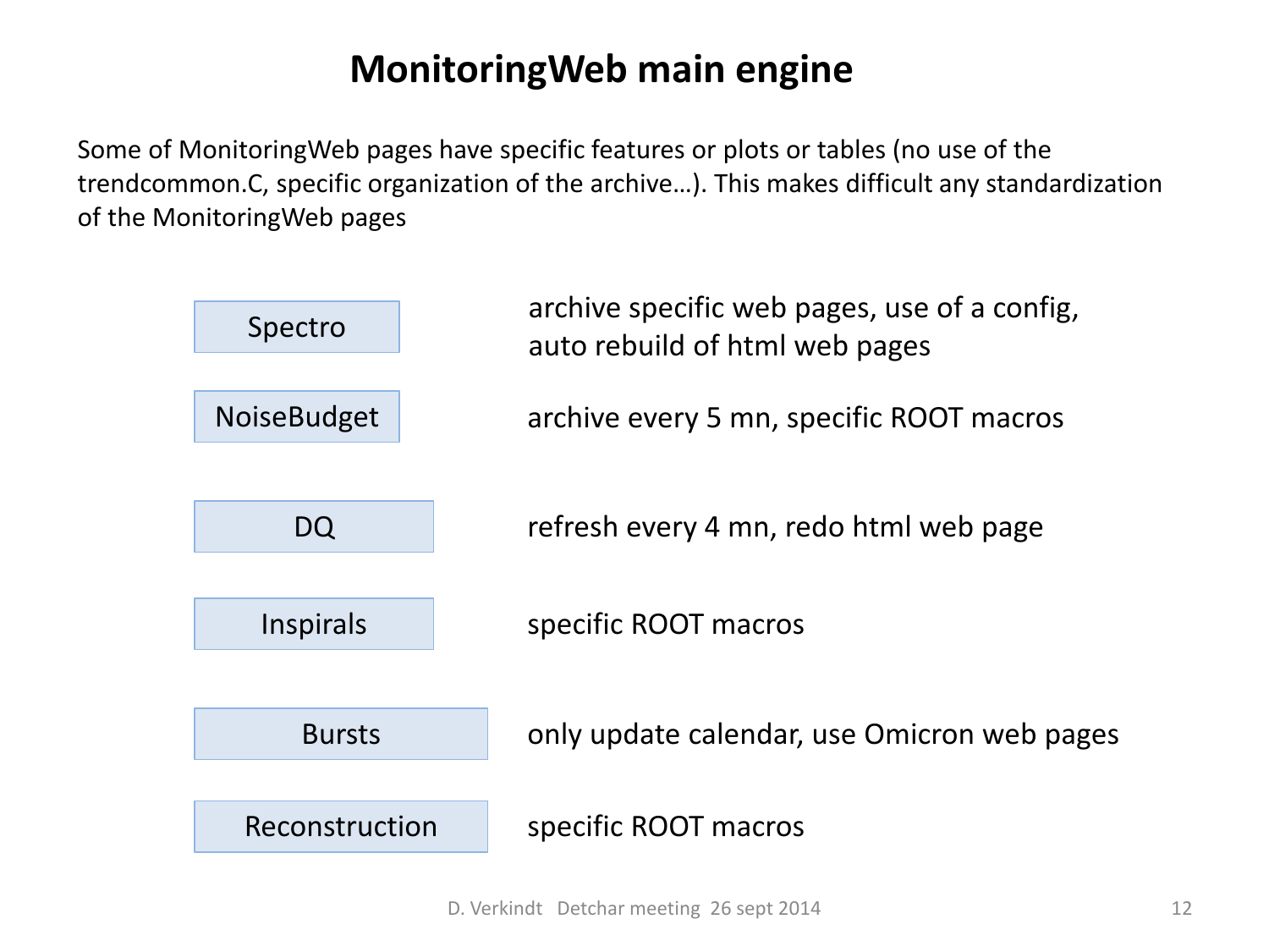# MonitoringWeb main engine

Some of MonitoringWeb pages have specific features or plots or tables (no use of the trendcommon.C, specific organization of the archive…). This makes difficult any standardization of the MonitoringWeb pages

| | |
|---|---|
| Spectro | archive specific web pages, use of a config, auto rebuild of html web pages |
| NoiseBudget | archive every 5 mn, specific ROOT macros |
| DQ | refresh every 4 mn, redo html web page |
| Inspirals | specific ROOT macros |
| Bursts | only update calendar, use Omicron web pages |
| Reconstruction | specific ROOT macros |

D. Verkindt Detchar meeting 26 sept 2014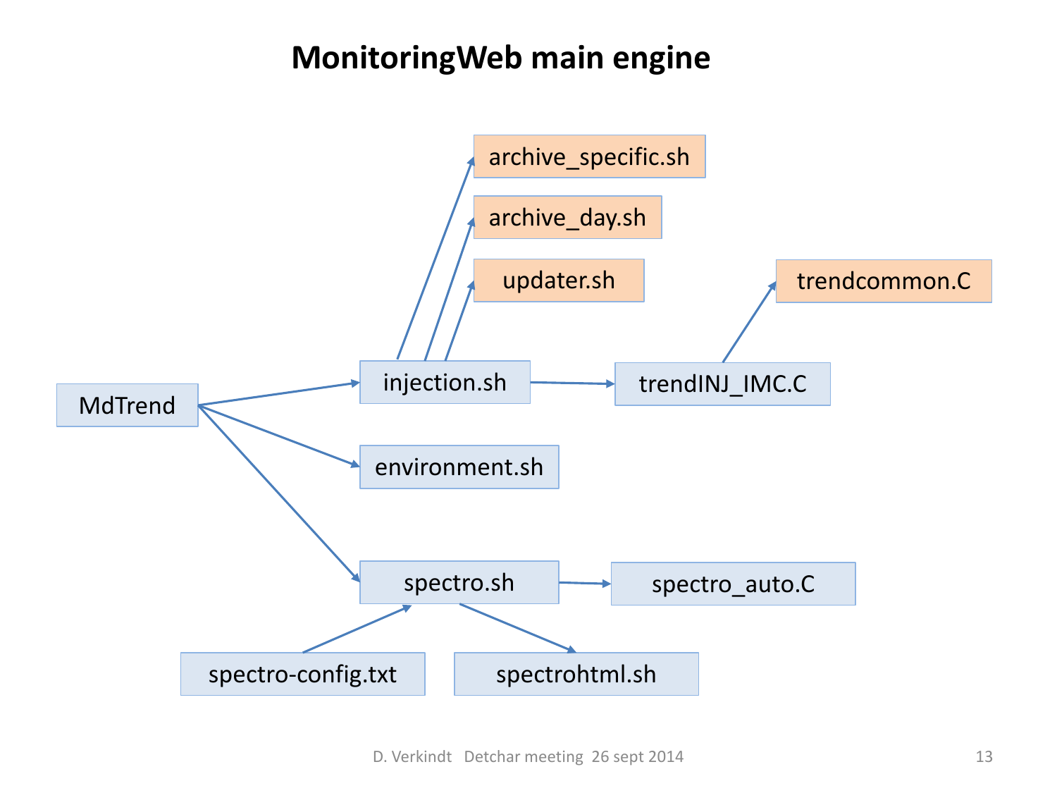# MonitoringWeb main engine

MdTrend

- injection.sh
  - archive_specific.sh
  - archive_day.sh
  - updater.sh
  - trendINJ_IMC.C
    - trendcommon.C
- environment.sh
- spectro.sh
  - spectro_auto.C
  - spectrohtml.sh

spectro-config.txt → spectro.sh

D. Verkindt Detchar meeting 26 sept 2014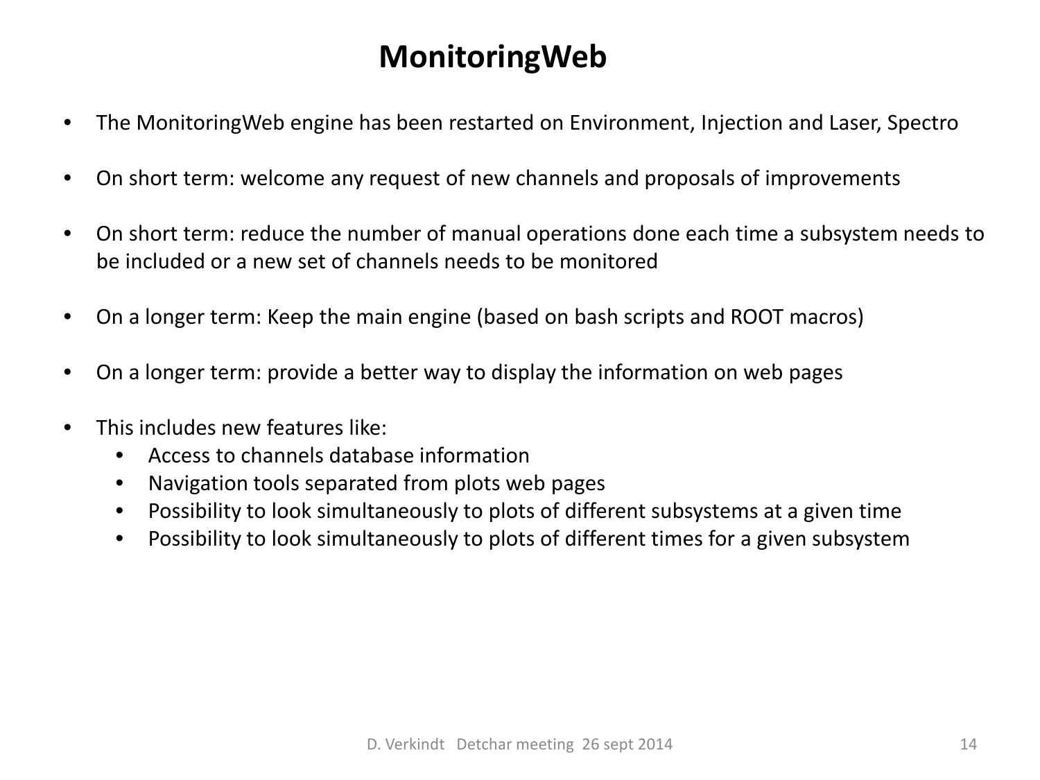# MonitoringWeb

- The MonitoringWeb engine has been restarted on Environment, Injection and Laser, Spectro
- On short term: welcome any request of new channels and proposals of improvements
- On short term: reduce the number of manual operations done each time a subsystem needs to be included or a new set of channels needs to be monitored
- On a longer term: Keep the main engine (based on bash scripts and ROOT macros)
- On a longer term: provide a better way to display the information on web pages
- This includes new features like:
  - Access to channels database information
  - Navigation tools separated from plots web pages
  - Possibility to look simultaneously to plots of different subsystems at a given time
  - Possibility to look simultaneously to plots of different times for a given subsystem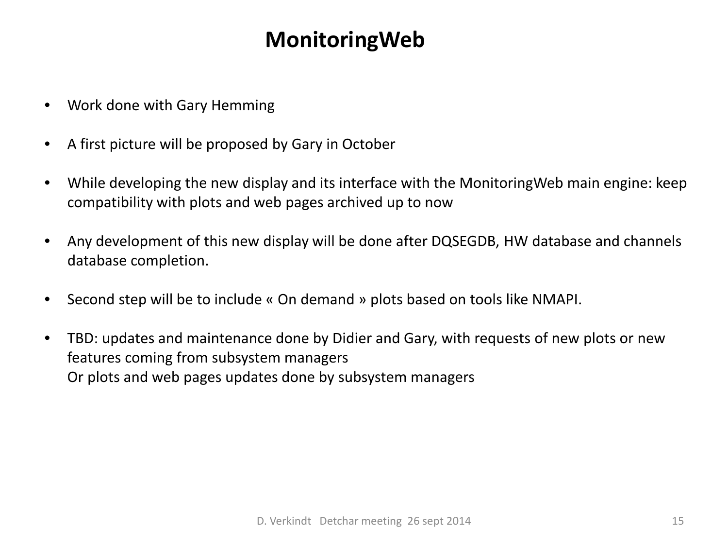# MonitoringWeb

- Work done with Gary Hemming
- A first picture will be proposed by Gary in October
- While developing the new display and its interface with the MonitoringWeb main engine: keep compatibility with plots and web pages archived up to now
- Any development of this new display will be done after DQSEGDB, HW database and channels database completion.
- Second step will be to include « On demand » plots based on tools like NMAPI.
- TBD: updates and maintenance done by Didier and Gary, with requests of new plots or new features coming from subsystem managers
  Or plots and web pages updates done by subsystem managers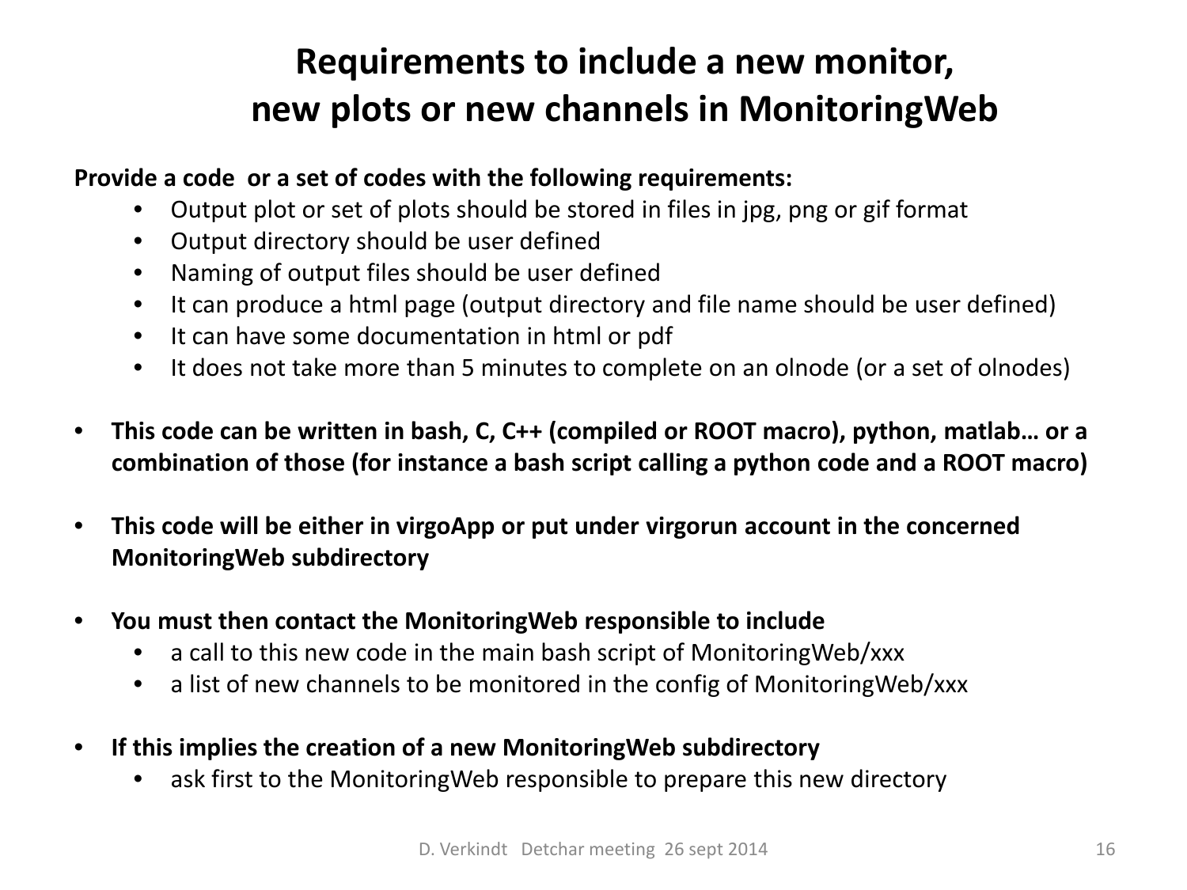# Requirements to include a new monitor, new plots or new channels in MonitoringWeb

**Provide a code or a set of codes with the following requirements:**

- Output plot or set of plots should be stored in files in jpg, png or gif format
- Output directory should be user defined
- Naming of output files should be user defined
- It can produce a html page (output directory and file name should be user defined)
- It can have some documentation in html or pdf
- It does not take more than 5 minutes to complete on an olnode (or a set of olnodes)

- **This code can be written in bash, C, C++ (compiled or ROOT macro), python, matlab… or a combination of those (for instance a bash script calling a python code and a ROOT macro)**

- **This code will be either in virgoApp or put under virgorun account in the concerned MonitoringWeb subdirectory**

- **You must then contact the MonitoringWeb responsible to include**
  - a call to this new code in the main bash script of MonitoringWeb/xxx
  - a list of new channels to be monitored in the config of MonitoringWeb/xxx

- **If this implies the creation of a new MonitoringWeb subdirectory**
  - ask first to the MonitoringWeb responsible to prepare this new directory

D. Verkindt Detchar meeting 26 sept 2014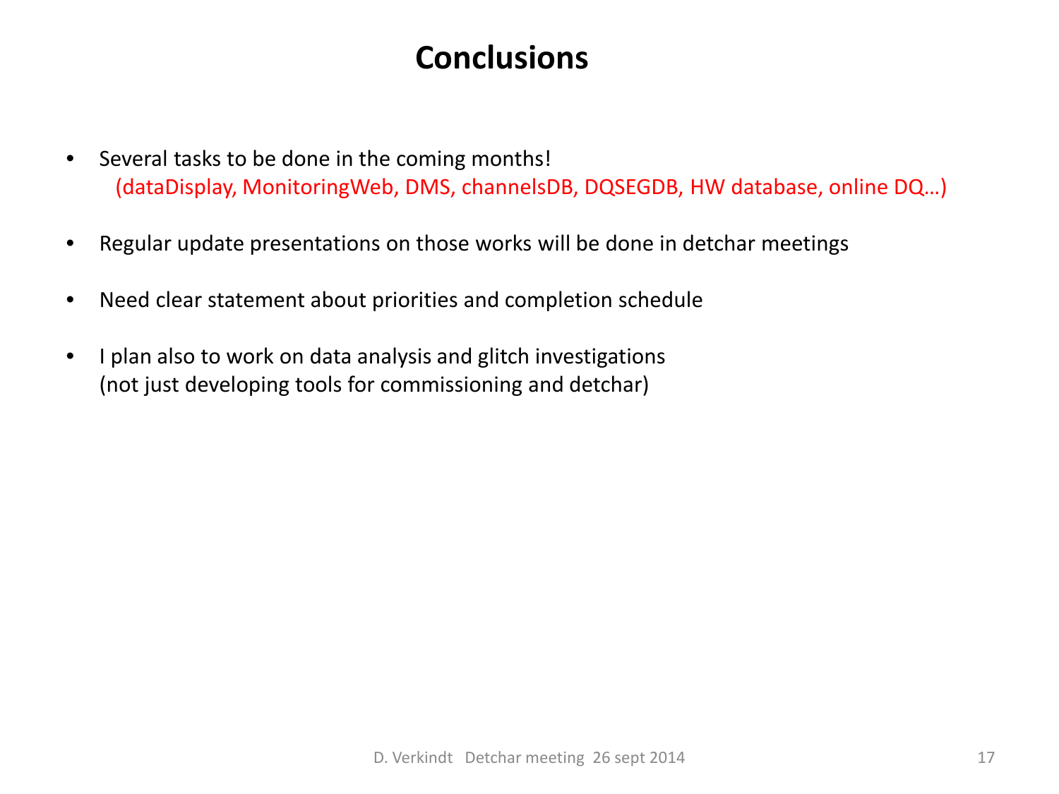# Conclusions

- Several tasks to be done in the coming months!
  (dataDisplay, MonitoringWeb, DMS, channelsDB, DQSEGDB, HW database, online DQ…)
- Regular update presentations on those works will be done in detchar meetings
- Need clear statement about priorities and completion schedule
- I plan also to work on data analysis and glitch investigations
  (not just developing tools for commissioning and detchar)